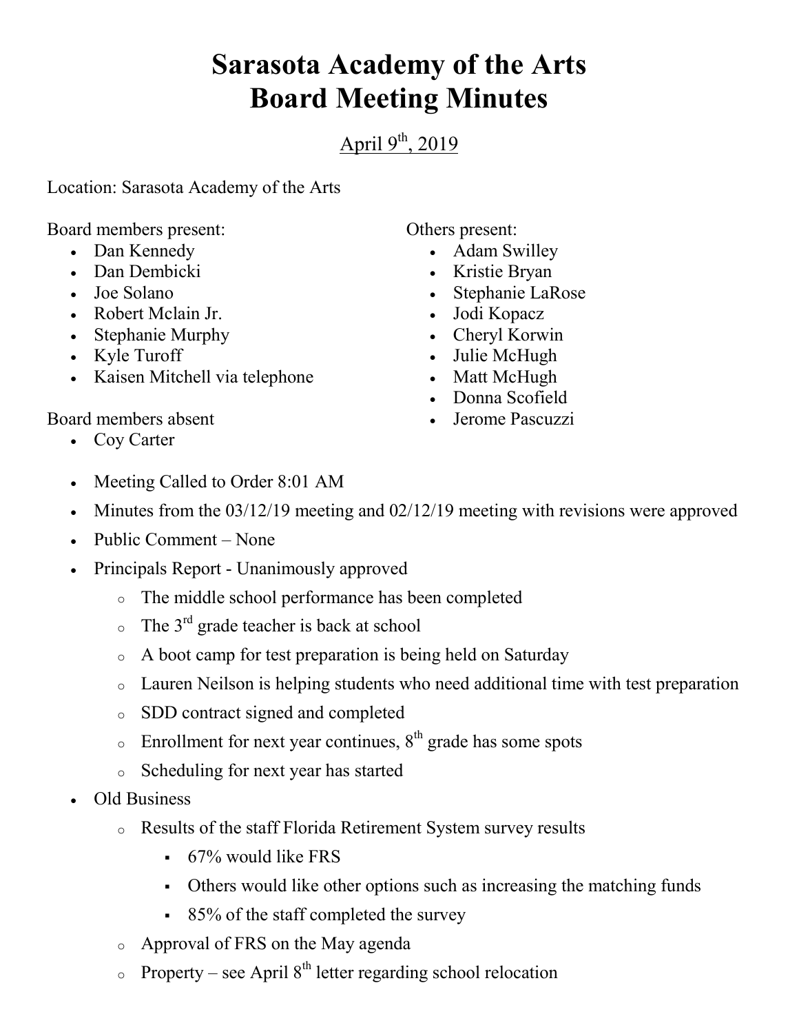# Sarasota Academy of the Arts
# Board Meeting Minutes

April 9th, 2019

Location: Sarasota Academy of the Arts

Board members present:

- Dan Kennedy
- Dan Dembicki
- Joe Solano
- Robert Mclain Jr.
- Stephanie Murphy
- Kyle Turoff
- Kaisen Mitchell via telephone

Board members absent

- Coy Carter

Others present:

- Adam Swilley
- Kristie Bryan
- Stephanie LaRose
- Jodi Kopacz
- Cheryl Korwin
- Julie McHugh
- Matt McHugh
- Donna Scofield
- Jerome Pascuzzi

- Meeting Called to Order 8:01 AM
- Minutes from the 03/12/19 meeting and 02/12/19 meeting with revisions were approved
- Public Comment – None
- Principals Report - Unanimously approved
  - The middle school performance has been completed
  - The 3rd grade teacher is back at school
  - A boot camp for test preparation is being held on Saturday
  - Lauren Neilson is helping students who need additional time with test preparation
  - SDD contract signed and completed
  - Enrollment for next year continues, 8th grade has some spots
  - Scheduling for next year has started
- Old Business
  - Results of the staff Florida Retirement System survey results
    - 67% would like FRS
    - Others would like other options such as increasing the matching funds
    - 85% of the staff completed the survey
  - Approval of FRS on the May agenda
  - Property – see April 8th letter regarding school relocation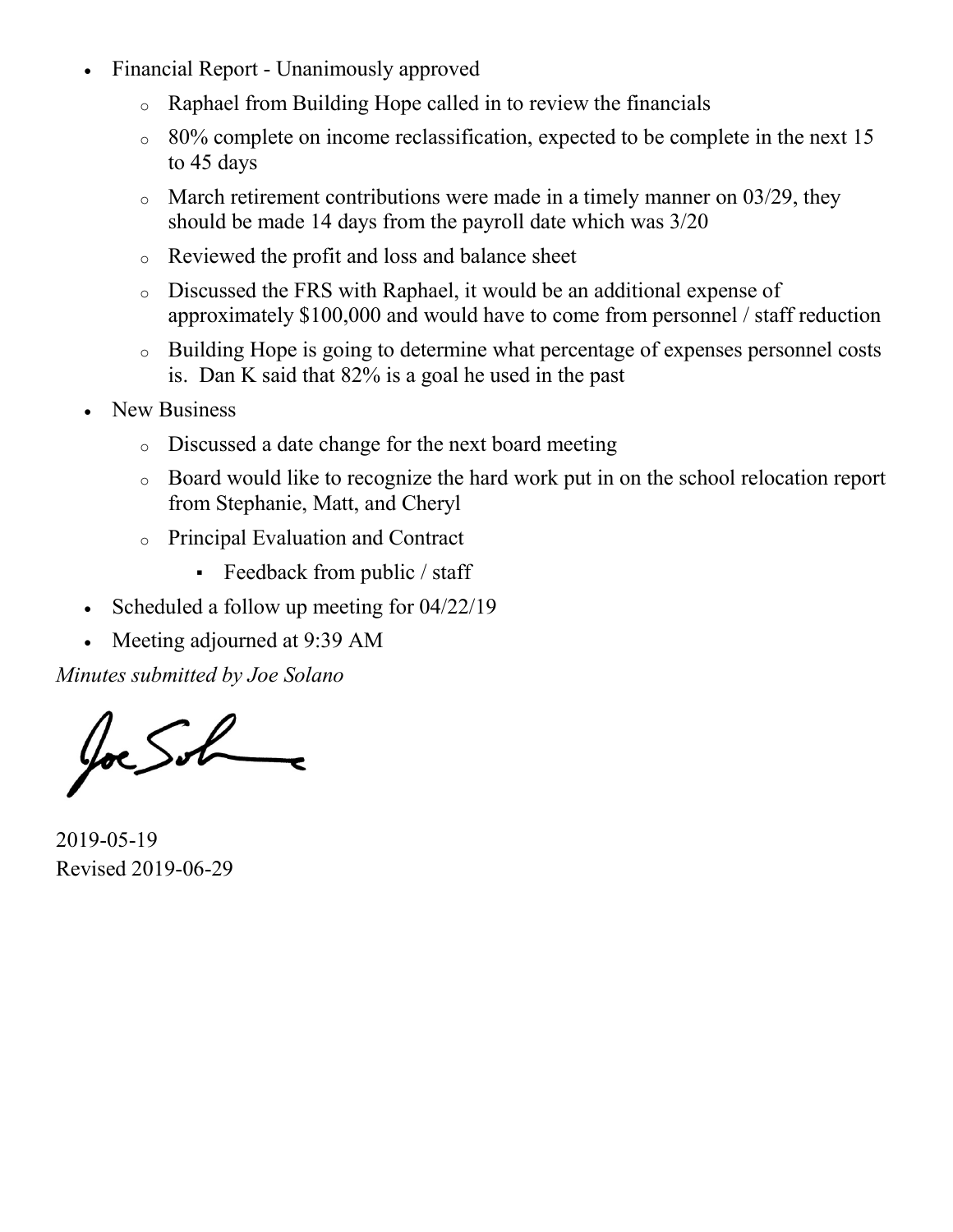- Financial Report - Unanimously approved
  - Raphael from Building Hope called in to review the financials
  - 80% complete on income reclassification, expected to be complete in the next 15 to 45 days
  - March retirement contributions were made in a timely manner on 03/29, they should be made 14 days from the payroll date which was 3/20
  - Reviewed the profit and loss and balance sheet
  - Discussed the FRS with Raphael, it would be an additional expense of approximately $100,000 and would have to come from personnel / staff reduction
  - Building Hope is going to determine what percentage of expenses personnel costs is. Dan K said that 82% is a goal he used in the past
- New Business
  - Discussed a date change for the next board meeting
  - Board would like to recognize the hard work put in on the school relocation report from Stephanie, Matt, and Cheryl
  - Principal Evaluation and Contract
    - Feedback from public / staff
- Scheduled a follow up meeting for 04/22/19
- Meeting adjourned at 9:39 AM

*Minutes submitted by Joe Solano*

2019-05-19
Revised 2019-06-29